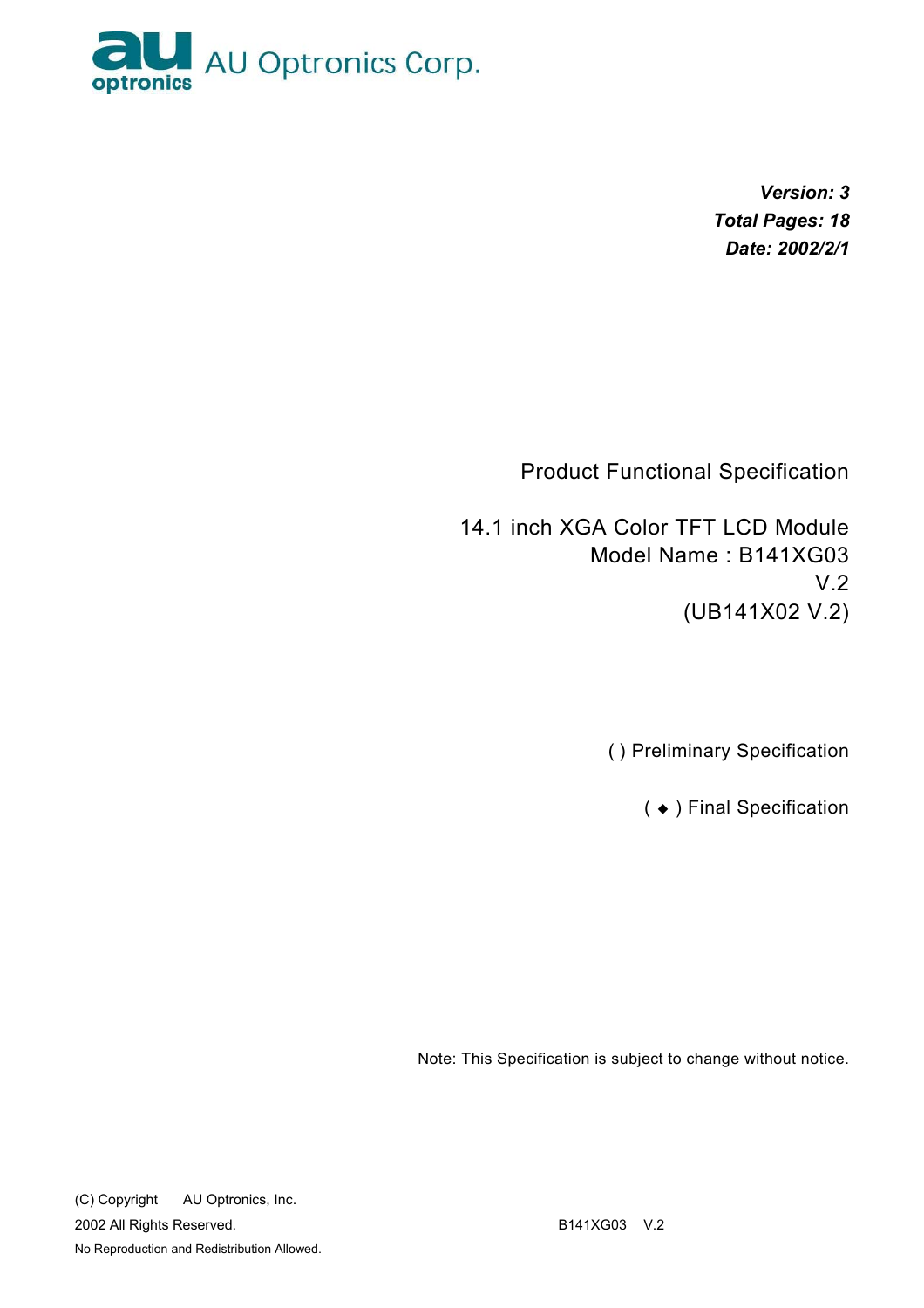AU Optronics Corp.

***Version: 3***
***Total Pages: 18***
***Date: 2002/2/1***

# Product Functional Specification

## 14.1 inch XGA Color TFT LCD Module
## Model Name : B141XG03 V.2
## (UB141X02 V.2)

( ) Preliminary Specification

( ◆ ) Final Specification

Note: This Specification is subject to change without notice.

(C) Copyright AU Optronics, Inc.
2002 All Rights Reserved.
No Reproduction and Redistribution Allowed.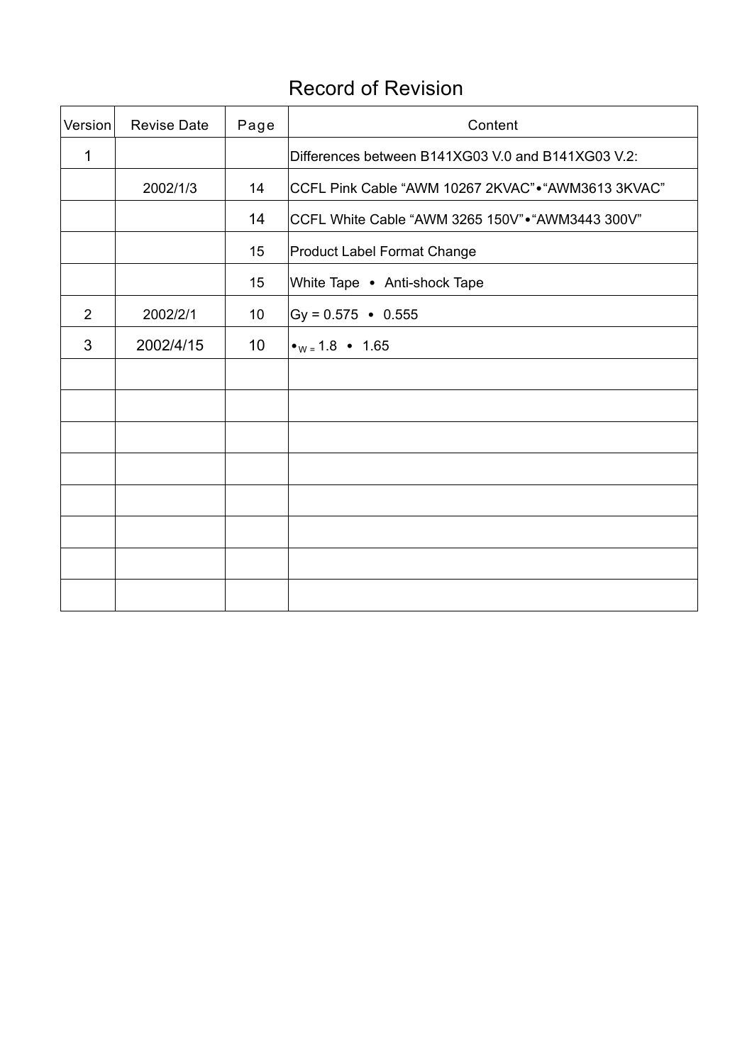# Record of Revision

| Version | Revise Date | Page | Content |
|---|---|---|---|
| 1 | | | Differences between B141XG03 V.0 and B141XG03 V.2: |
| | 2002/1/3 | 14 | CCFL Pink Cable “AWM 10267 2KVAC”•“AWM3613 3KVAC” |
| | | 14 | CCFL White Cable “AWM 3265 150V”•“AWM3443 300V” |
| | | 15 | Product Label Format Change |
| | | 15 | White Tape • Anti-shock Tape |
| 2 | 2002/2/1 | 10 | Gy = 0.575 • 0.555 |
| 3 | 2002/4/15 | 10 | $\bullet_{W}$ = 1.8 • 1.65 |
| | | | |
| | | | |
| | | | |
| | | | |
| | | | |
| | | | |
| | | | |
| | | | |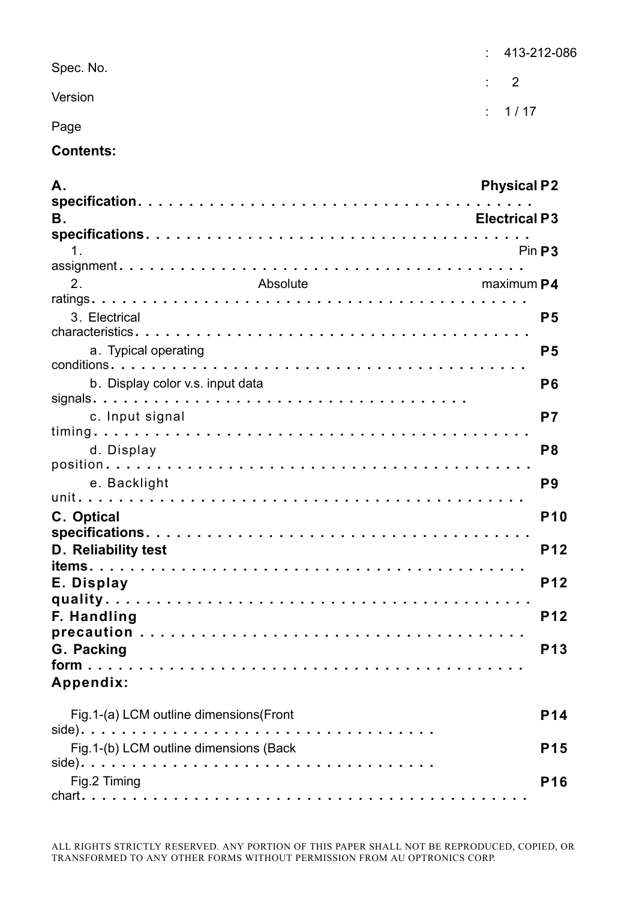Spec. No. : 413-212-086

Version : 2

Page : 1 / 17

**Contents:**

| | |
|---|---|
| **A. Physical specification** | **P2** |
| **B. Electrical specifications** | **P3** |
| 1. Pin assignment | **P3** |
| 2. Absolute maximum ratings | **P4** |
| 3. Electrical characteristics | **P5** |
| a. Typical operating conditions | **P5** |
| b. Display color v.s. input data signals | **P6** |
| c. Input signal timing | **P7** |
| d. Display position | **P8** |
| e. Backlight unit | **P9** |
| **C. Optical specifications** | **P10** |
| **D. Reliability test items** | **P12** |
| **E. Display quality** | **P12** |
| **F. Handling precaution** | **P12** |
| **G. Packing form** | **P13** |

**Appendix:**

| | |
|---|---|
| Fig.1-(a) LCM outline dimensions(Front side) | **P14** |
| Fig.1-(b) LCM outline dimensions (Back side) | **P15** |
| Fig.2 Timing chart | **P16** |

ALL RIGHTS STRICTLY RESERVED. ANY PORTION OF THIS PAPER SHALL NOT BE REPRODUCED, COPIED, OR TRANSFORMED TO ANY OTHER FORMS WITHOUT PERMISSION FROM AU OPTRONICS CORP.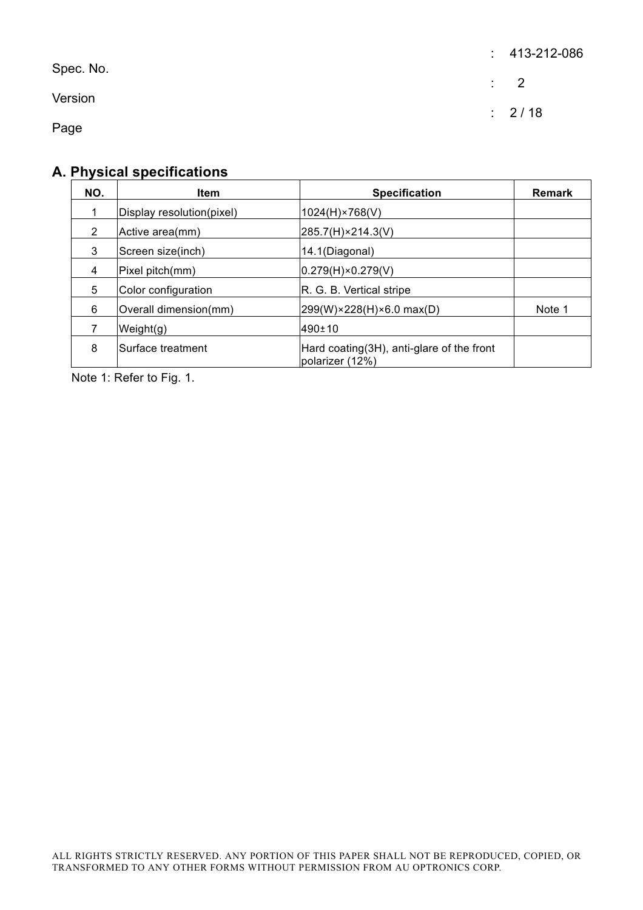## A. Physical specifications

| NO. | Item | Specification | Remark |
|---|---|---|---|
| 1 | Display resolution(pixel) | 1024(H)×768(V) | |
| 2 | Active area(mm) | 285.7(H)×214.3(V) | |
| 3 | Screen size(inch) | 14.1(Diagonal) | |
| 4 | Pixel pitch(mm) | 0.279(H)×0.279(V) | |
| 5 | Color configuration | R. G. B. Vertical stripe | |
| 6 | Overall dimension(mm) | 299(W)×228(H)×6.0 max(D) | Note 1 |
| 7 | Weight(g) | 490±10 | |
| 8 | Surface treatment | Hard coating(3H), anti-glare of the front polarizer (12%) | |

Note 1: Refer to Fig. 1.

ALL RIGHTS STRICTLY RESERVED. ANY PORTION OF THIS PAPER SHALL NOT BE REPRODUCED, COPIED, OR TRANSFORMED TO ANY OTHER FORMS WITHOUT PERMISSION FROM AU OPTRONICS CORP.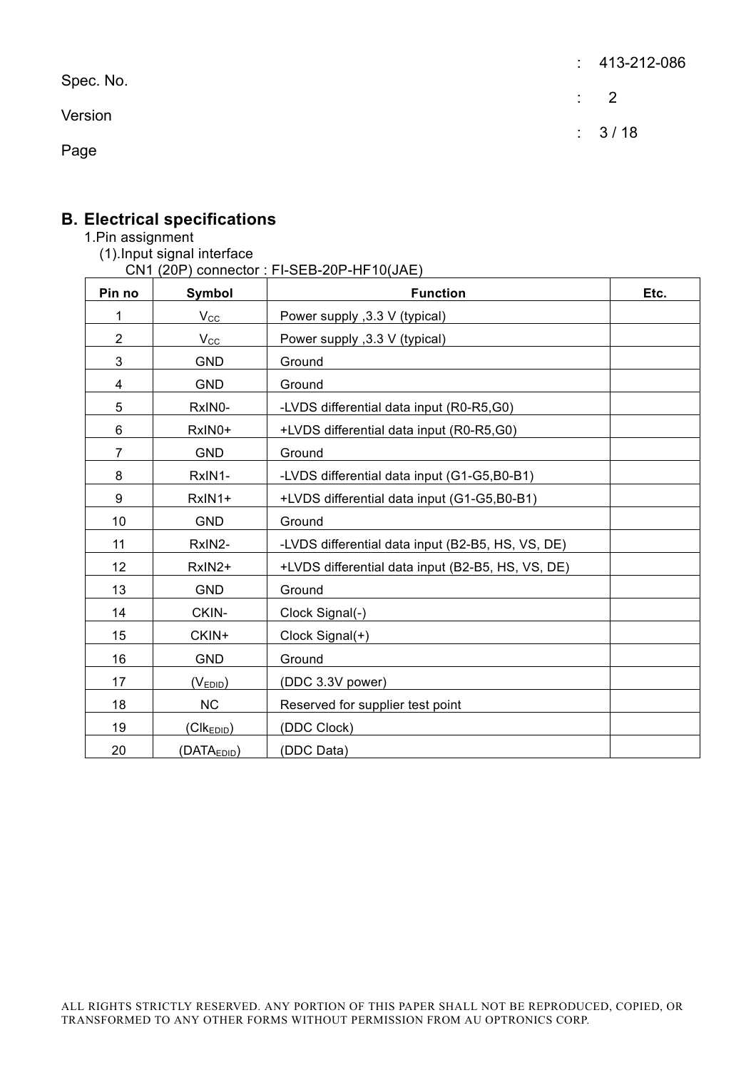## B. Electrical specifications

1.Pin assignment

(1).Input signal interface

CN1 (20P) connector : FI-SEB-20P-HF10(JAE)

| Pin no | Symbol | Function | Etc. |
|---|---|---|---|
| 1 | $V_{CC}$ | Power supply ,3.3 V (typical) | |
| 2 | $V_{CC}$ | Power supply ,3.3 V (typical) | |
| 3 | GND | Ground | |
| 4 | GND | Ground | |
| 5 | RxIN0- | -LVDS differential data input (R0-R5,G0) | |
| 6 | RxIN0+ | +LVDS differential data input (R0-R5,G0) | |
| 7 | GND | Ground | |
| 8 | RxIN1- | -LVDS differential data input (G1-G5,B0-B1) | |
| 9 | RxIN1+ | +LVDS differential data input (G1-G5,B0-B1) | |
| 10 | GND | Ground | |
| 11 | RxIN2- | -LVDS differential data input (B2-B5, HS, VS, DE) | |
| 12 | RxIN2+ | +LVDS differential data input (B2-B5, HS, VS, DE) | |
| 13 | GND | Ground | |
| 14 | CKIN- | Clock Signal(-) | |
| 15 | CKIN+ | Clock Signal(+) | |
| 16 | GND | Ground | |
| 17 | ($V_{EDID}$) | (DDC 3.3V power) | |
| 18 | NC | Reserved for supplier test point | |
| 19 | ($Clk_{EDID}$) | (DDC Clock) | |
| 20 | ($DATA_{EDID}$) | (DDC Data) | |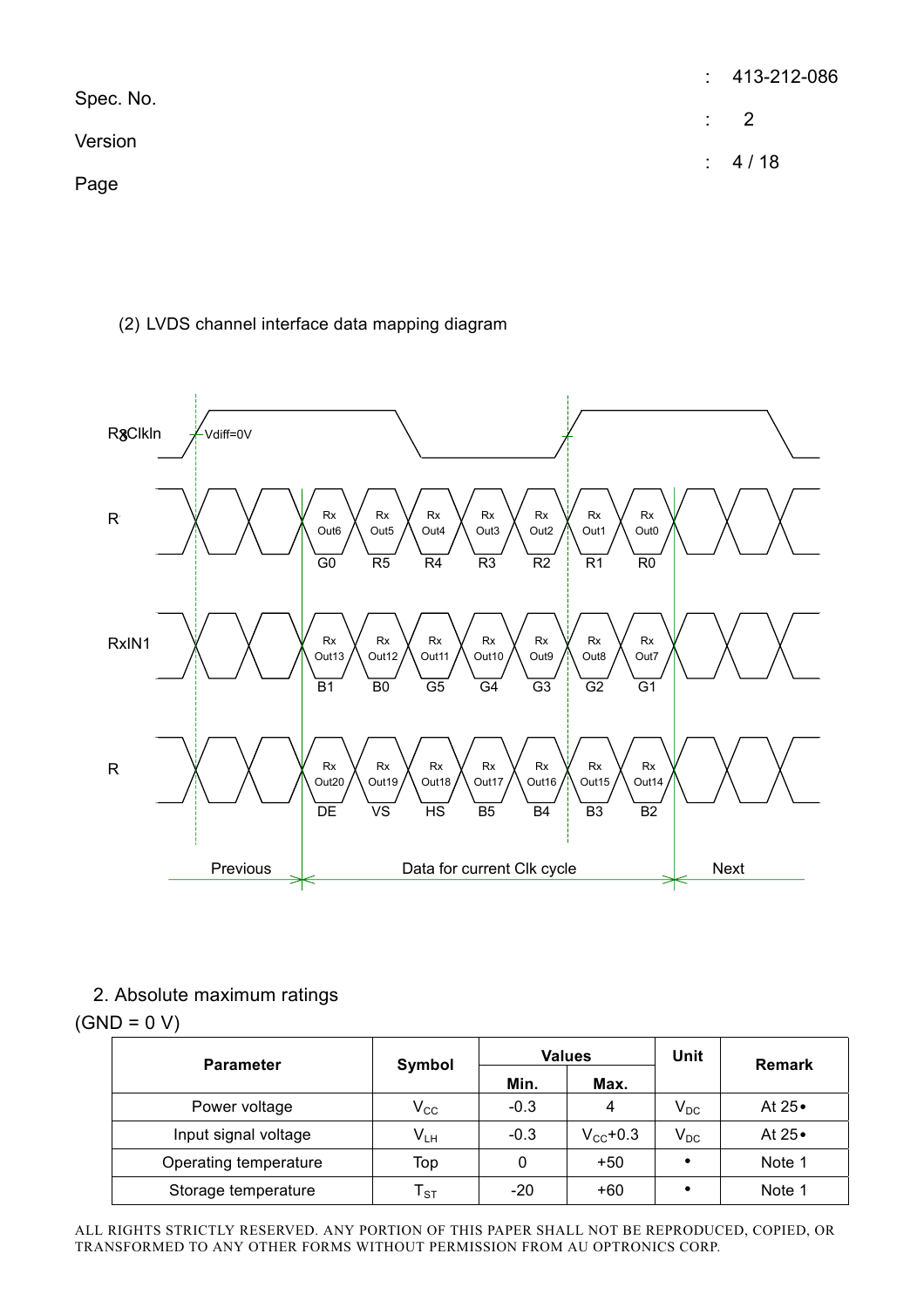(2) LVDS channel interface data mapping diagram

RxClkIn — Vdiff=0V

| Signal | Rx Out | Rx Out | Rx Out | Rx Out | Rx Out | Rx Out | Rx Out |
| --- | --- | --- | --- | --- | --- | --- | --- |
| R | Rx Out6 | Rx Out5 | Rx Out4 | Rx Out3 | Rx Out2 | Rx Out1 | Rx Out0 |
| | G0 | R5 | R4 | R3 | R2 | R1 | R0 |
| RxIN1 | Rx Out13 | Rx Out12 | Rx Out11 | Rx Out10 | Rx Out9 | Rx Out8 | Rx Out7 |
| | B1 | B0 | G5 | G4 | G3 | G2 | G1 |
| R | Rx Out20 | Rx Out19 | Rx Out18 | Rx Out17 | Rx Out16 | Rx Out15 | Rx Out14 |
| | DE | VS | HS | B5 | B4 | B3 | B2 |

Previous | Data for current Clk cycle | Next

## 2. Absolute maximum ratings

(GND = 0 V)

| Parameter | Symbol | Values | | Unit | Remark |
| --- | --- | --- | --- | --- | --- |
| | | Min. | Max. | | |
| Power voltage | $V_{CC}$ | -0.3 | 4 | $V_{DC}$ | At 25• |
| Input signal voltage | $V_{LH}$ | -0.3 | $V_{CC}$+0.3 | $V_{DC}$ | At 25• |
| Operating temperature | Top | 0 | +50 | • | Note 1 |
| Storage temperature | $T_{ST}$ | -20 | +60 | • | Note 1 |

ALL RIGHTS STRICTLY RESERVED. ANY PORTION OF THIS PAPER SHALL NOT BE REPRODUCED, COPIED, OR TRANSFORMED TO ANY OTHER FORMS WITHOUT PERMISSION FROM AU OPTRONICS CORP.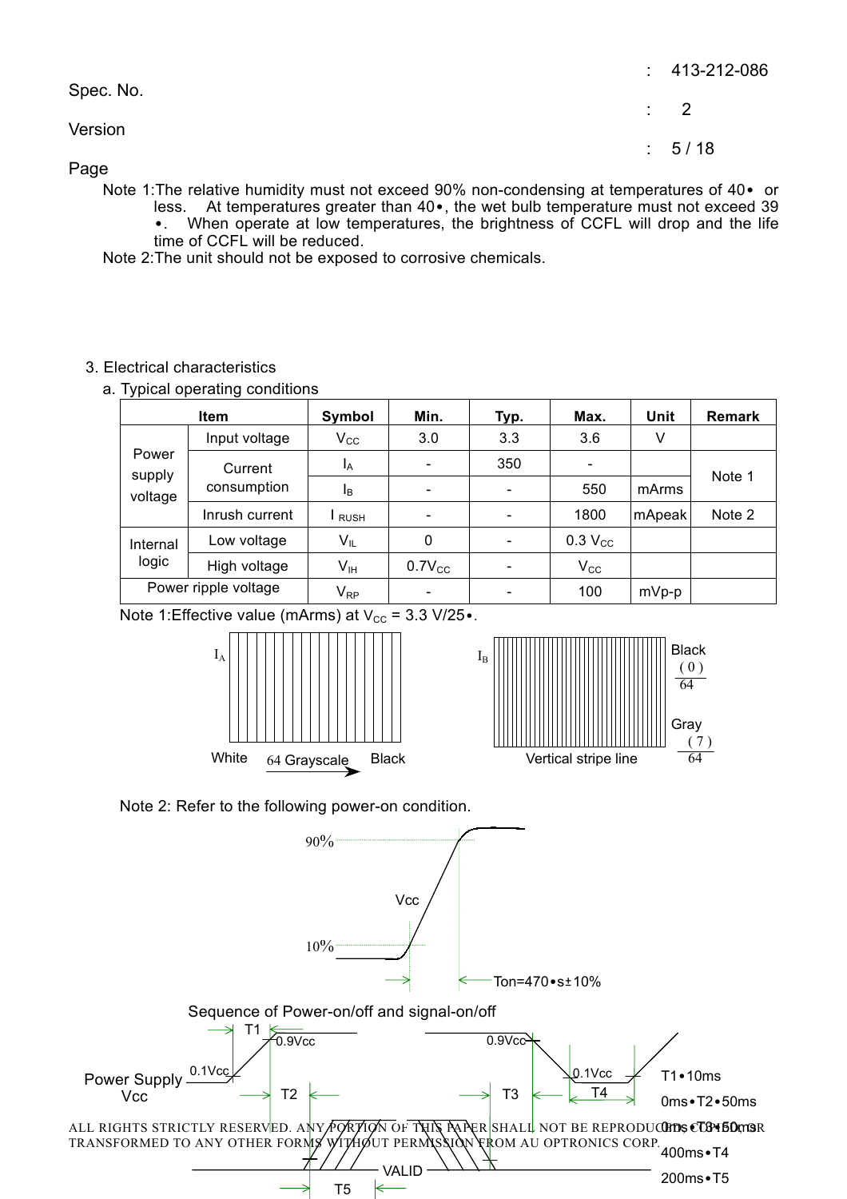Note 1:The relative humidity must not exceed 90% non-condensing at temperatures of 40• or less. At temperatures greater than 40•, the wet bulb temperature must not exceed 39•. When operate at low temperatures, the brightness of CCFL will drop and the life time of CCFL will be reduced.

Note 2:The unit should not be exposed to corrosive chemicals.

## 3. Electrical characteristics

a. Typical operating conditions

| Item | | Symbol | Min. | Typ. | Max. | Unit | Remark |
|---|---|---|---|---|---|---|---|
| Power supply voltage | Input voltage | $V_{CC}$ | 3.0 | 3.3 | 3.6 | V | |
| | Current consumption | $I_A$ | - | 350 | - | mArms | Note 1 |
| | | $I_B$ | - | - | 550 | mArms | Note 1 |
| | Inrush current | $I_{RUSH}$ | - | - | 1800 | mApeak | Note 2 |
| Internal logic | Low voltage | $V_{IL}$ | 0 | - | 0.3 $V_{CC}$ | | |
| | High voltage | $V_{IH}$ | 0.7$V_{CC}$ | - | $V_{CC}$ | | |
| Power ripple voltage | | $V_{RP}$ | - | - | 100 | mVp-p | |

Note 1:Effective value (mArms) at $V_{CC}$ = 3.3 V/25•.

$I_A$ White 64 Grayscale Black

$I_B$ Vertical stripe line Black $\frac{(0)}{64}$ Gray $\frac{(7)}{64}$

Note 2: Refer to the following power-on condition.

90% Vcc 10% Ton=470•s±10%

Sequence of Power-on/off and signal-on/off

Power Supply Vcc 0.1Vcc 0.9Vcc T1 T2 T3 T4 0.9Vcc 0.1Vcc VALID T5

T1•10ms

0ms•T2•50ms

0ms•T3•50ms

400ms•T4

200ms•T5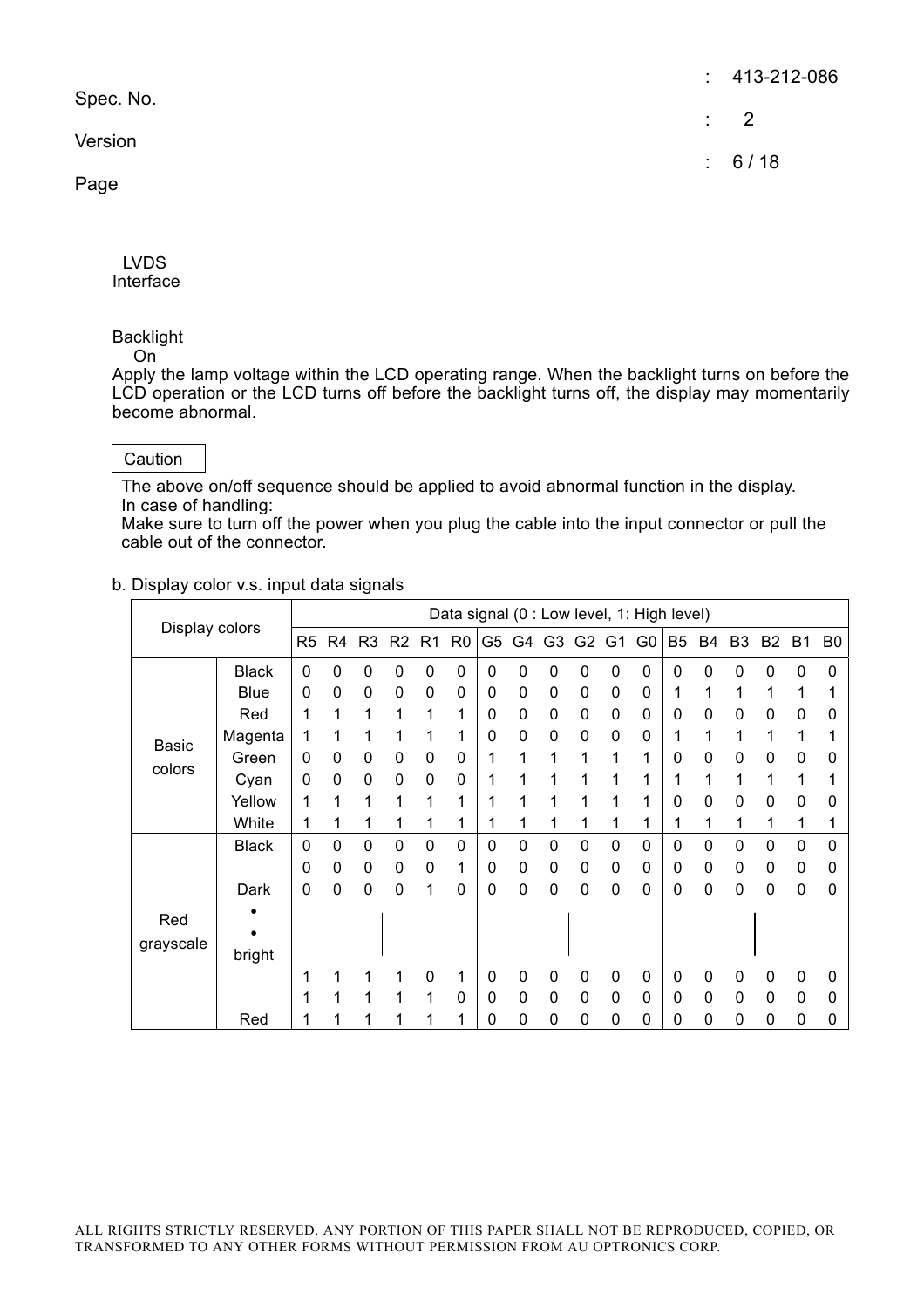Spec. No. : 413-212-086

Version : 2

LVDS
Interface

Backlight
On

Apply the lamp voltage within the LCD operating range. When the backlight turns on before the LCD operation or the LCD turns off before the backlight turns off, the display may momentarily become abnormal.

Caution

The above on/off sequence should be applied to avoid abnormal function in the display.
In case of handling:
Make sure to turn off the power when you plug the cable into the input connector or pull the cable out of the connector.

b. Display color v.s. input data signals

| Display colors | | Data signal (0 : Low level, 1: High level) | | | | | | | | | | | | | | | | | |
|---|---|---|---|---|---|---|---|---|---|---|---|---|---|---|---|---|---|---|---|
| | | R5 | R4 | R3 | R2 | R1 | R0 | G5 | G4 | G3 | G2 | G1 | G0 | B5 | B4 | B3 | B2 | B1 | B0 |
| Basic colors | Black | 0 | 0 | 0 | 0 | 0 | 0 | 0 | 0 | 0 | 0 | 0 | 0 | 0 | 0 | 0 | 0 | 0 | 0 |
| | Blue | 0 | 0 | 0 | 0 | 0 | 0 | 0 | 0 | 0 | 0 | 0 | 0 | 1 | 1 | 1 | 1 | 1 | 1 |
| | Red | 1 | 1 | 1 | 1 | 1 | 1 | 0 | 0 | 0 | 0 | 0 | 0 | 0 | 0 | 0 | 0 | 0 | 0 |
| | Magenta | 1 | 1 | 1 | 1 | 1 | 1 | 0 | 0 | 0 | 0 | 0 | 0 | 1 | 1 | 1 | 1 | 1 | 1 |
| | Green | 0 | 0 | 0 | 0 | 0 | 0 | 1 | 1 | 1 | 1 | 1 | 1 | 0 | 0 | 0 | 0 | 0 | 0 |
| | Cyan | 0 | 0 | 0 | 0 | 0 | 0 | 1 | 1 | 1 | 1 | 1 | 1 | 1 | 1 | 1 | 1 | 1 | 1 |
| | Yellow | 1 | 1 | 1 | 1 | 1 | 1 | 1 | 1 | 1 | 1 | 1 | 1 | 0 | 0 | 0 | 0 | 0 | 0 |
| | White | 1 | 1 | 1 | 1 | 1 | 1 | 1 | 1 | 1 | 1 | 1 | 1 | 1 | 1 | 1 | 1 | 1 | 1 |
| Red grayscale | Black | 0 | 0 | 0 | 0 | 0 | 0 | 0 | 0 | 0 | 0 | 0 | 0 | 0 | 0 | 0 | 0 | 0 | 0 |
| | | 0 | 0 | 0 | 0 | 0 | 1 | 0 | 0 | 0 | 0 | 0 | 0 | 0 | 0 | 0 | 0 | 0 | 0 |
| | Dark | 0 | 0 | 0 | 0 | 1 | 0 | 0 | 0 | 0 | 0 | 0 | 0 | 0 | 0 | 0 | 0 | 0 | 0 |
| | • | | | | | | | | | | | | | | | | | | |
| | • | | | | &#124; | | | | | | &#124; | | | | | | &#124; | | |
| | bright | | | | | | | | | | | | | | | | | | |
| | | 1 | 1 | 1 | 1 | 0 | 1 | 0 | 0 | 0 | 0 | 0 | 0 | 0 | 0 | 0 | 0 | 0 | 0 |
| | | 1 | 1 | 1 | 1 | 1 | 0 | 0 | 0 | 0 | 0 | 0 | 0 | 0 | 0 | 0 | 0 | 0 | 0 |
| | Red | 1 | 1 | 1 | 1 | 1 | 1 | 0 | 0 | 0 | 0 | 0 | 0 | 0 | 0 | 0 | 0 | 0 | 0 |

ALL RIGHTS STRICTLY RESERVED. ANY PORTION OF THIS PAPER SHALL NOT BE REPRODUCED, COPIED, OR TRANSFORMED TO ANY OTHER FORMS WITHOUT PERMISSION FROM AU OPTRONICS CORP.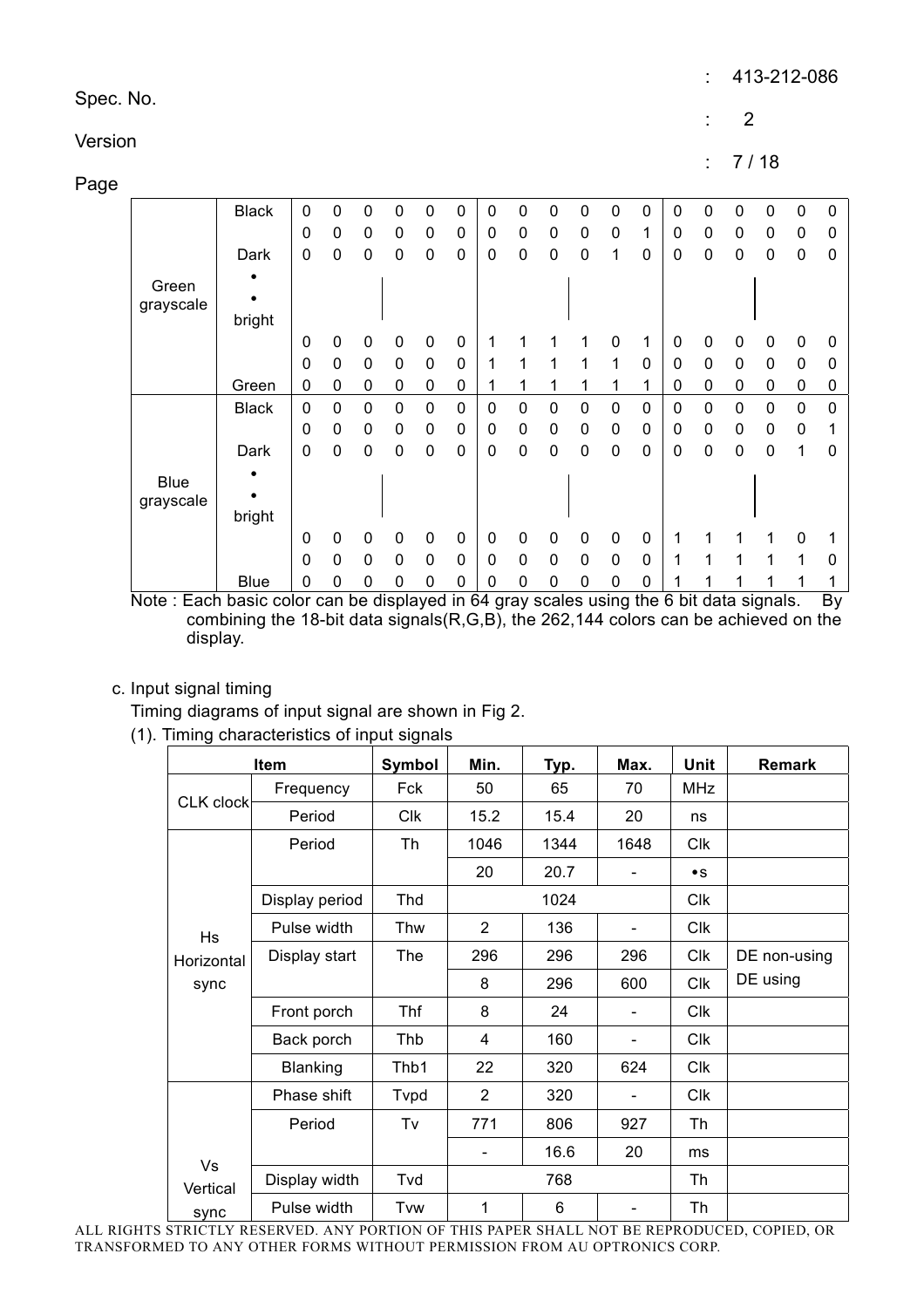| | | | | | | | | | | | | | | | | | | | |
|---|---|---|---|---|---|---|---|---|---|---|---|---|---|---|---|---|---|---|---|
| Green grayscale | Black | 0 | 0 | 0 | 0 | 0 | 0 | 0 | 0 | 0 | 0 | 0 | 0 | 0 | 0 | 0 | 0 | 0 | 0 |
| | | 0 | 0 | 0 | 0 | 0 | 0 | 0 | 0 | 0 | 0 | 0 | 1 | 0 | 0 | 0 | 0 | 0 | 0 |
| | Dark | 0 | 0 | 0 | 0 | 0 | 0 | 0 | 0 | 0 | 0 | 1 | 0 | 0 | 0 | 0 | 0 | 0 | 0 |
| | • | | | | | | | | | | | | | | | | | | |
| | • | | | | | | | | | | | | | | | | | | |
| | bright | | | | | | | | | | | | | | | | | | |
| | | 0 | 0 | 0 | 0 | 0 | 0 | 1 | 1 | 1 | 1 | 0 | 1 | 0 | 0 | 0 | 0 | 0 | 0 |
| | | 0 | 0 | 0 | 0 | 0 | 0 | 1 | 1 | 1 | 1 | 1 | 0 | 0 | 0 | 0 | 0 | 0 | 0 |
| | Green | 0 | 0 | 0 | 0 | 0 | 0 | 1 | 1 | 1 | 1 | 1 | 1 | 0 | 0 | 0 | 0 | 0 | 0 |
| Blue grayscale | Black | 0 | 0 | 0 | 0 | 0 | 0 | 0 | 0 | 0 | 0 | 0 | 0 | 0 | 0 | 0 | 0 | 0 | 0 |
| | | 0 | 0 | 0 | 0 | 0 | 0 | 0 | 0 | 0 | 0 | 0 | 0 | 0 | 0 | 0 | 0 | 0 | 1 |
| | Dark | 0 | 0 | 0 | 0 | 0 | 0 | 0 | 0 | 0 | 0 | 0 | 0 | 0 | 0 | 0 | 0 | 1 | 0 |
| | • | | | | | | | | | | | | | | | | | | |
| | • | | | | | | | | | | | | | | | | | | |
| | bright | | | | | | | | | | | | | | | | | | |
| | | 0 | 0 | 0 | 0 | 0 | 0 | 0 | 0 | 0 | 0 | 0 | 0 | 1 | 1 | 1 | 1 | 0 | 1 |
| | | 0 | 0 | 0 | 0 | 0 | 0 | 0 | 0 | 0 | 0 | 0 | 0 | 1 | 1 | 1 | 1 | 1 | 0 |
| | Blue | 0 | 0 | 0 | 0 | 0 | 0 | 0 | 0 | 0 | 0 | 0 | 0 | 1 | 1 | 1 | 1 | 1 | 1 |

Note : Each basic color can be displayed in 64 gray scales using the 6 bit data signals. By combining the 18-bit data signals(R,G,B), the 262,144 colors can be achieved on the display.

c. Input signal timing

Timing diagrams of input signal are shown in Fig 2.

(1). Timing characteristics of input signals

| Item | | Symbol | Min. | Typ. | Max. | Unit | Remark |
|---|---|---|---|---|---|---|---|
| CLK clock | Frequency | Fck | 50 | 65 | 70 | MHz | |
| | Period | Clk | 15.2 | 15.4 | 20 | ns | |
| Hs Horizontal sync | Period | Th | 1046 | 1344 | 1648 | Clk | |
| | | | 20 | 20.7 | - | •s | |
| | Display period | Thd | 1024 | | | Clk | |
| | Pulse width | Thw | 2 | 136 | - | Clk | |
| | Display start | The | 296 | 296 | 296 | Clk | DE non-using |
| | | | 8 | 296 | 600 | Clk | DE using |
| | Front porch | Thf | 8 | 24 | - | Clk | |
| | Back porch | Thb | 4 | 160 | - | Clk | |
| | Blanking | Thb1 | 22 | 320 | 624 | Clk | |
| Vs Vertical sync | Phase shift | Tvpd | 2 | 320 | - | Clk | |
| | Period | Tv | 771 | 806 | 927 | Th | |
| | | | - | 16.6 | 20 | ms | |
| | Display width | Tvd | 768 | | | Th | |
| | Pulse width | Tvw | 1 | 6 | - | Th | |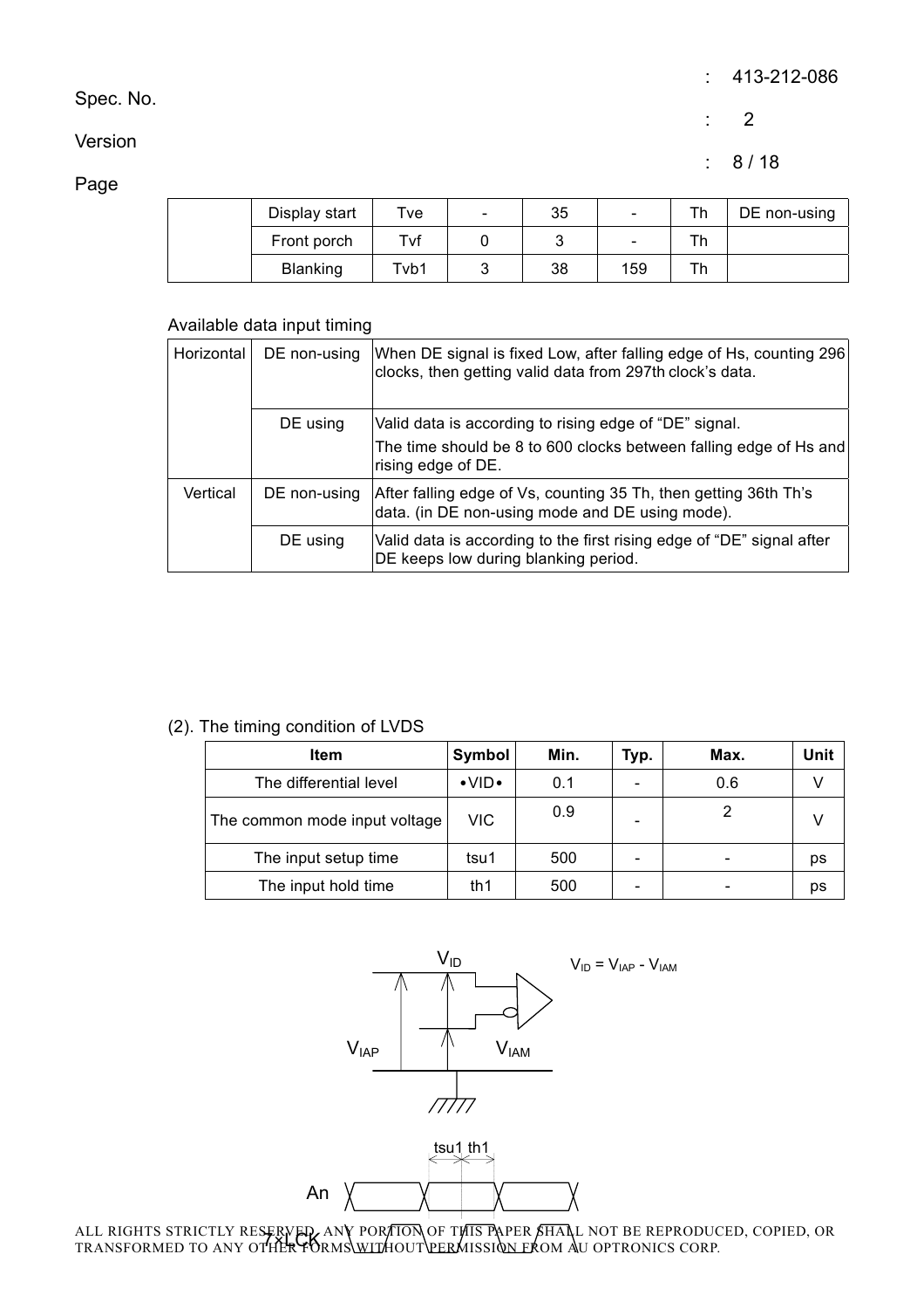| | Display start | Tve | - | 35 | - | Th | DE non-using |
|---|---|---|---|---|---|---|---|
| | Front porch | Tvf | 0 | 3 | - | Th | |
| | Blanking | Tvb1 | 3 | 38 | 159 | Th | |

Available data input timing

| | | |
|---|---|---|
| Horizontal | DE non-using | When DE signal is fixed Low, after falling edge of Hs, counting 296 clocks, then getting valid data from 297th clock's data. |
| | DE using | Valid data is according to rising edge of "DE" signal. The time should be 8 to 600 clocks between falling edge of Hs and rising edge of DE. |
| Vertical | DE non-using | After falling edge of Vs, counting 35 Th, then getting 36th Th's data. (in DE non-using mode and DE using mode). |
| | DE using | Valid data is according to the first rising edge of "DE" signal after DE keeps low during blanking period. |

(2). The timing condition of LVDS

| Item | Symbol | Min. | Typ. | Max. | Unit |
|---|---|---|---|---|---|
| The differential level | •VID• | 0.1 | - | 0.6 | V |
| The common mode input voltage | VIC | 0.9 | - | 2 | V |
| The input setup time | tsu1 | 500 | - | - | ps |
| The input hold time | th1 | 500 | - | - | ps |

$V_{ID}$

$V_{ID} = V_{IAP} - V_{IAM}$

$V_{IAP}$ $V_{IAM}$

tsu1 th1

An

7xLCK

ALL RIGHTS STRICTLY RESERVED. ANY PORTION OF THIS PAPER SHALL NOT BE REPRODUCED, COPIED, OR TRANSFORMED TO ANY OTHER FORMS WITHOUT PERMISSION FROM AU OPTRONICS CORP.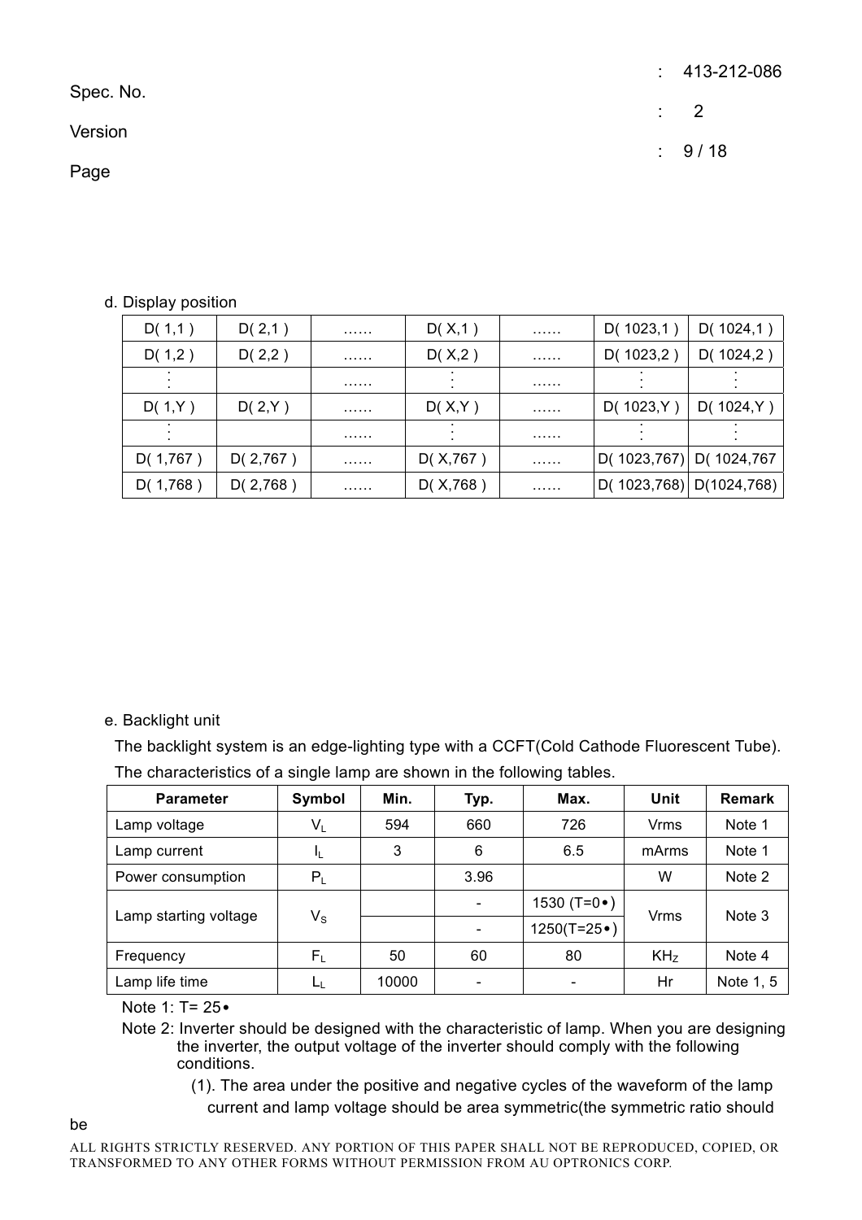d. Display position

| D( 1,1 ) | D( 2,1 ) | …… | D( X,1 ) | …… | D( 1023,1 ) | D( 1024,1 ) |
|---|---|---|---|---|---|---|
| D( 1,2 ) | D( 2,2 ) | …… | D( X,2 ) | …… | D( 1023,2 ) | D( 1024,2 ) |
| ⋮ | | …… | ⋮ | …… | ⋮ | ⋮ |
| D( 1,Y ) | D( 2,Y ) | …… | D( X,Y ) | …… | D( 1023,Y ) | D( 1024,Y ) |
| ⋮ | | …… | ⋮ | …… | ⋮ | ⋮ |
| D( 1,767 ) | D( 2,767 ) | …… | D( X,767 ) | …… | D( 1023,767) | D( 1024,767 |
| D( 1,768 ) | D( 2,768 ) | …… | D( X,768 ) | …… | D( 1023,768) | D(1024,768) |

e. Backlight unit

The backlight system is an edge-lighting type with a CCFT(Cold Cathode Fluorescent Tube). The characteristics of a single lamp are shown in the following tables.

| Parameter | Symbol | Min. | Typ. | Max. | Unit | Remark |
|---|---|---|---|---|---|---|
| Lamp voltage | $V_L$ | 594 | 660 | 726 | Vrms | Note 1 |
| Lamp current | $I_L$ | 3 | 6 | 6.5 | mArms | Note 1 |
| Power consumption | $P_L$ | | 3.96 | | W | Note 2 |
| Lamp starting voltage | $V_S$ | | - | 1530 (T=0•) | Vrms | Note 3 |
| | | | - | 1250(T=25•) | | |
| Frequency | $F_L$ | 50 | 60 | 80 | $KH_Z$ | Note 4 |
| Lamp life time | $L_L$ | 10000 | - | - | Hr | Note 1, 5 |

Note 1: T= 25•

Note 2: Inverter should be designed with the characteristic of lamp. When you are designing the inverter, the output voltage of the inverter should comply with the following conditions.

(1). The area under the positive and negative cycles of the waveform of the lamp current and lamp voltage should be area symmetric(the symmetric ratio should be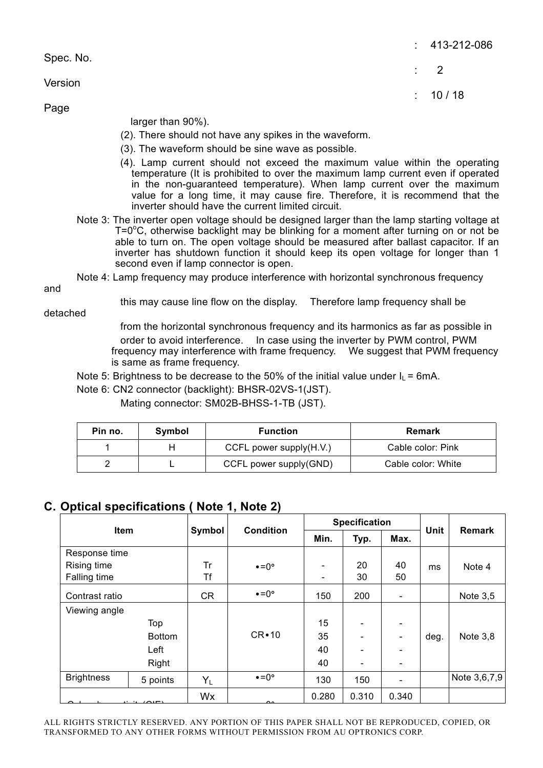larger than 90%).

(2). There should not have any spikes in the waveform.

(3). The waveform should be sine wave as possible.

(4). Lamp current should not exceed the maximum value within the operating temperature (It is prohibited to over the maximum lamp current even if operated in the non-guaranteed temperature). When lamp current over the maximum value for a long time, it may cause fire. Therefore, it is recommend that the inverter should have the current limited circuit.

Note 3: The inverter open voltage should be designed larger than the lamp starting voltage at T=0°C, otherwise backlight may be blinking for a moment after turning on or not be able to turn on. The open voltage should be measured after ballast capacitor. If an inverter has shutdown function it should keep its open voltage for longer than 1 second even if lamp connector is open.

Note 4: Lamp frequency may produce interference with horizontal synchronous frequency and this may cause line flow on the display. Therefore lamp frequency shall be detached from the horizontal synchronous frequency and its harmonics as far as possible in order to avoid interference. In case using the inverter by PWM control, PWM frequency may interference with frame frequency. We suggest that PWM frequency is same as frame frequency.

Note 5: Brightness to be decrease to the 50% of the initial value under $I_L$ = 6mA.

Note 6: CN2 connector (backlight): BHSR-02VS-1(JST).

Mating connector: SM02B-BHSS-1-TB (JST).

| Pin no. | Symbol | Function | Remark |
|---|---|---|---|
| 1 | H | CCFL power supply(H.V.) | Cable color: Pink |
| 2 | L | CCFL power supply(GND) | Cable color: White |

## C. Optical specifications ( Note 1, Note 2)

| Item | | Symbol | Condition | Specification | | | Unit | Remark |
|---|---|---|---|---|---|---|---|---|
| | | | | Min. | Typ. | Max. | | |
| Response time<br>Rising time<br>Falling time | | Tr<br>Tf | •=0° | -<br>- | 20<br>30 | 40<br>50 | ms | Note 4 |
| Contrast ratio | | CR | •=0° | 150 | 200 | - | | Note 3,5 |
| Viewing angle | Top<br>Bottom<br>Left<br>Right | | CR•10 | 15<br>35<br>40<br>40 | -<br>-<br>-<br>- | -<br>-<br>-<br>- | deg. | Note 3,8 |
| Brightness | 5 points | $Y_L$ | •=0° | 130 | 150 | - | | Note 3,6,7,9 |
| Color chromaticity (CIE) | | Wx | •=0° | 0.280 | 0.310 | 0.340 | | |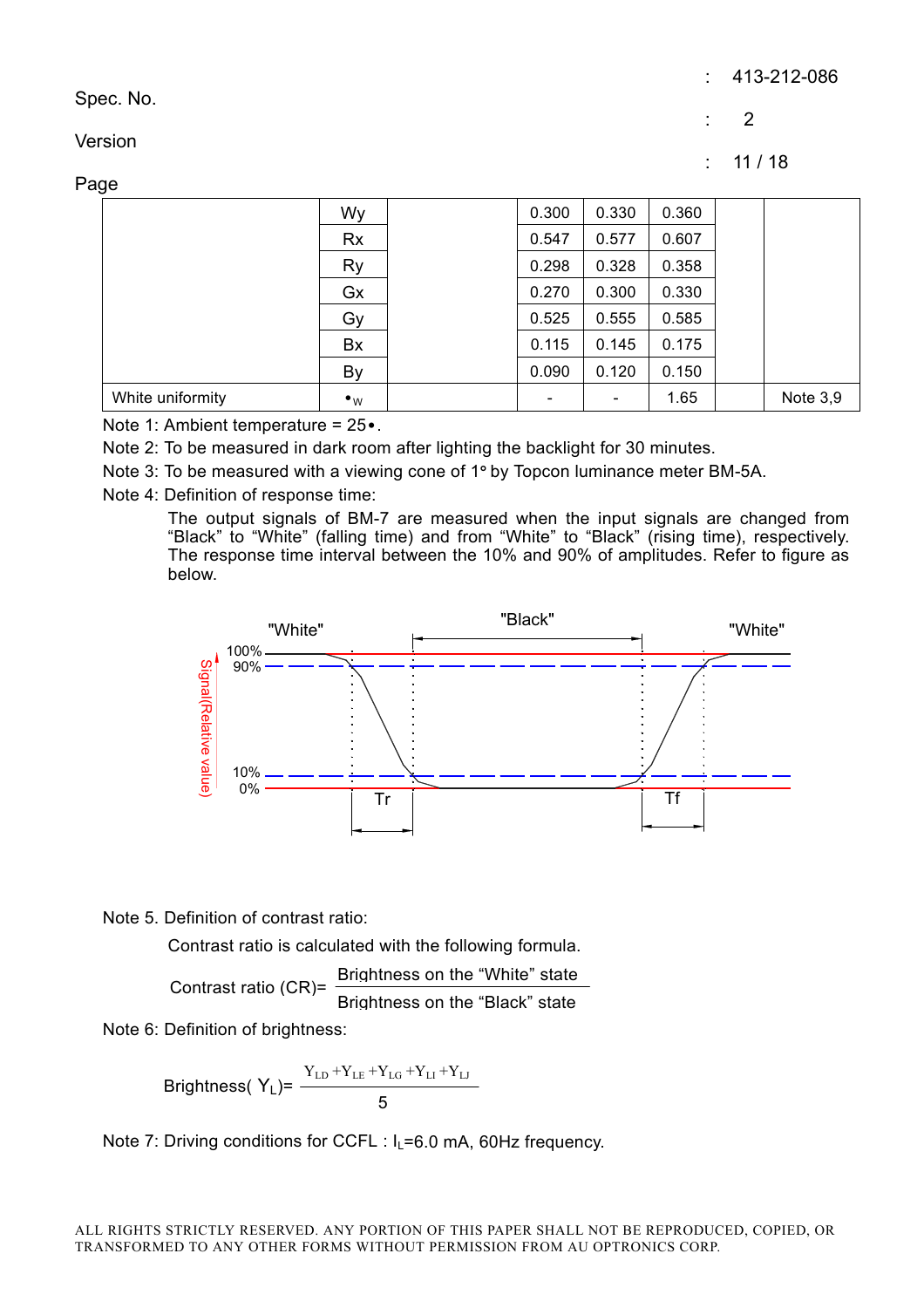| | | | | | | | |
|---|---|---|---|---|---|---|---|
| | Wy | | 0.300 | 0.330 | 0.360 | | |
| | Rx | | 0.547 | 0.577 | 0.607 | | |
| | Ry | | 0.298 | 0.328 | 0.358 | | |
| | Gx | | 0.270 | 0.300 | 0.330 | | |
| | Gy | | 0.525 | 0.555 | 0.585 | | |
| | Bx | | 0.115 | 0.145 | 0.175 | | |
| | By | | 0.090 | 0.120 | 0.150 | | |
| White uniformity | $\bullet_W$ | | - | - | 1.65 | | Note 3,9 |

Note 1: Ambient temperature = 25•.

Note 2: To be measured in dark room after lighting the backlight for 30 minutes.

Note 3: To be measured with a viewing cone of 1° by Topcon luminance meter BM-5A.

Note 4: Definition of response time:

The output signals of BM-7 are measured when the input signals are changed from "Black" to "White" (falling time) and from "White" to "Black" (rising time), respectively. The response time interval between the 10% and 90% of amplitudes. Refer to figure as below.

"White" "Black" "White"

100% 90% 10% 0%

Signal(Relative value)

Tr Tf

Note 5. Definition of contrast ratio:

Contrast ratio is calculated with the following formula.

$$\text{Contrast ratio (CR)} = \frac{\text{Brightness on the "White" state}}{\text{Brightness on the "Black" state}}$$

Note 6: Definition of brightness:

$$\text{Brightness}(Y_L) = \frac{Y_{LD} + Y_{LE} + Y_{LG} + Y_{LI} + Y_{LJ}}{5}$$

Note 7: Driving conditions for CCFL : $I_L$=6.0 mA, 60Hz frequency.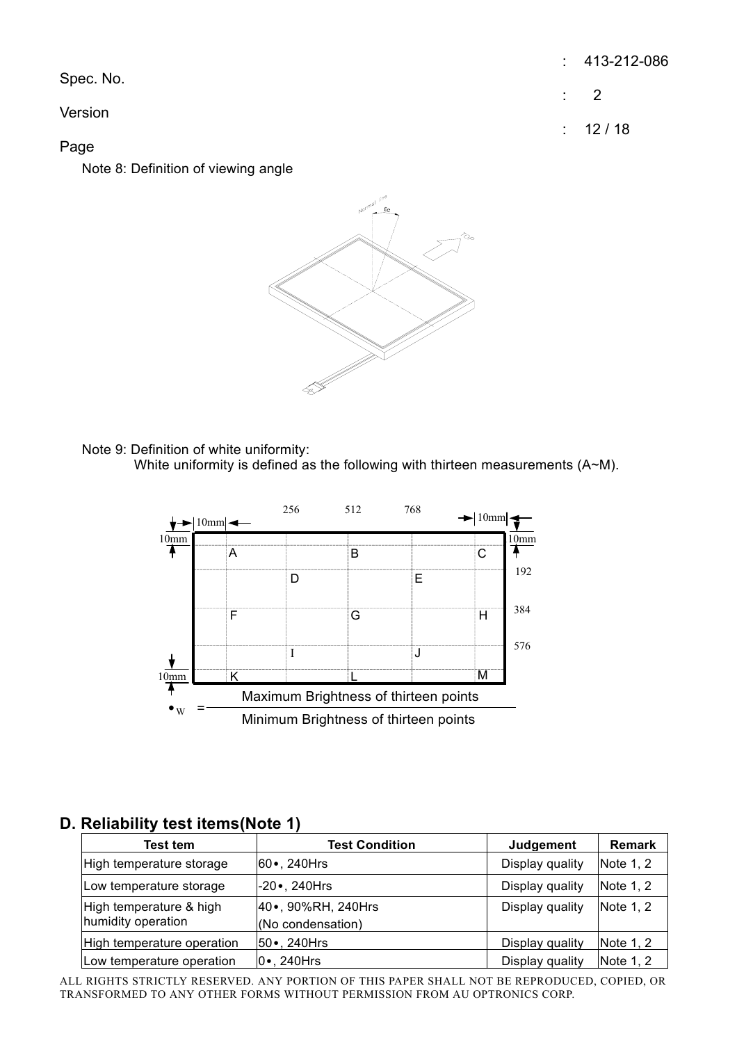Spec. No. : 413-212-086

Version : 2

Page : 12 / 18

Note 8: Definition of viewing angle

Note 9: Definition of white uniformity:

White uniformity is defined as the following with thirteen measurements (A~M).

$$\delta_W = \frac{\text{Maximum Brightness of thirteen points}}{\text{Minimum Brightness of thirteen points}}$$

## D. Reliability test items(Note 1)

| Test tem | Test Condition | Judgement | Remark |
|---|---|---|---|
| High temperature storage | 60•, 240Hrs | Display quality | Note 1, 2 |
| Low temperature storage | -20•, 240Hrs | Display quality | Note 1, 2 |
| High temperature & high humidity operation | 40•, 90%RH, 240Hrs (No condensation) | Display quality | Note 1, 2 |
| High temperature operation | 50•, 240Hrs | Display quality | Note 1, 2 |
| Low temperature operation | 0•, 240Hrs | Display quality | Note 1, 2 |

ALL RIGHTS STRICTLY RESERVED. ANY PORTION OF THIS PAPER SHALL NOT BE REPRODUCED, COPIED, OR TRANSFORMED TO ANY OTHER FORMS WITHOUT PERMISSION FROM AU OPTRONICS CORP.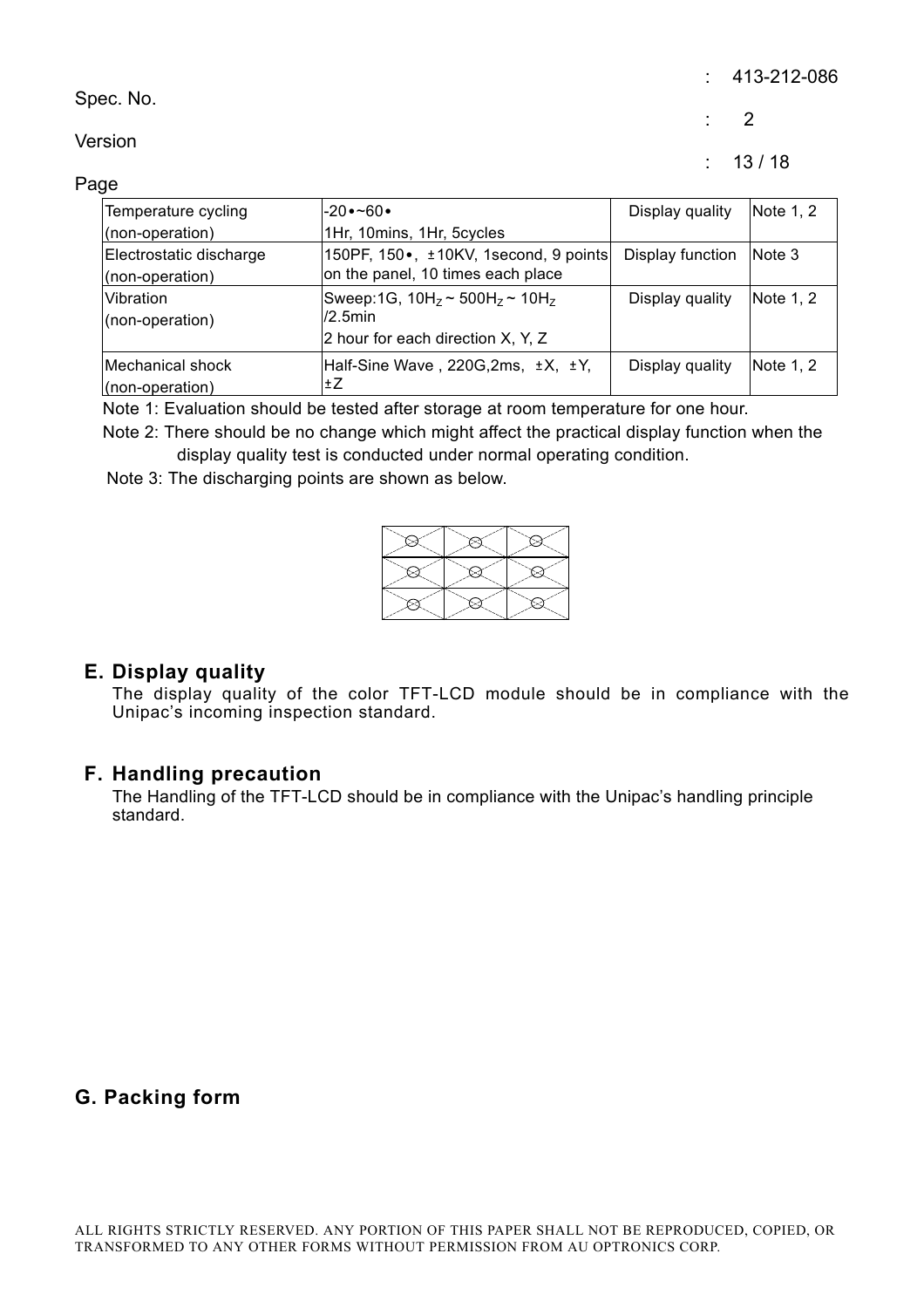| Temperature cycling (non-operation) | -20•~60• 1Hr, 10mins, 1Hr, 5cycles | Display quality | Note 1, 2 |
|---|---|---|---|
| Electrostatic discharge (non-operation) | 150PF, 150•, ±10KV, 1second, 9 points on the panel, 10 times each place | Display function | Note 3 |
| Vibration (non-operation) | Sweep:1G, $10H_Z$ ~ $500H_Z$ ~ $10H_Z$ /2.5min 2 hour for each direction X, Y, Z | Display quality | Note 1, 2 |
| Mechanical shock (non-operation) | Half-Sine Wave , 220G,2ms, ±X, ±Y, ±Z | Display quality | Note 1, 2 |

Note 1: Evaluation should be tested after storage at room temperature for one hour.

Note 2: There should be no change which might affect the practical display function when the display quality test is conducted under normal operating condition.

Note 3: The discharging points are shown as below.

## E. Display quality

The display quality of the color TFT-LCD module should be in compliance with the Unipac's incoming inspection standard.

## F. Handling precaution

The Handling of the TFT-LCD should be in compliance with the Unipac's handling principle standard.

## G. Packing form

ALL RIGHTS STRICTLY RESERVED. ANY PORTION OF THIS PAPER SHALL NOT BE REPRODUCED, COPIED, OR TRANSFORMED TO ANY OTHER FORMS WITHOUT PERMISSION FROM AU OPTRONICS CORP.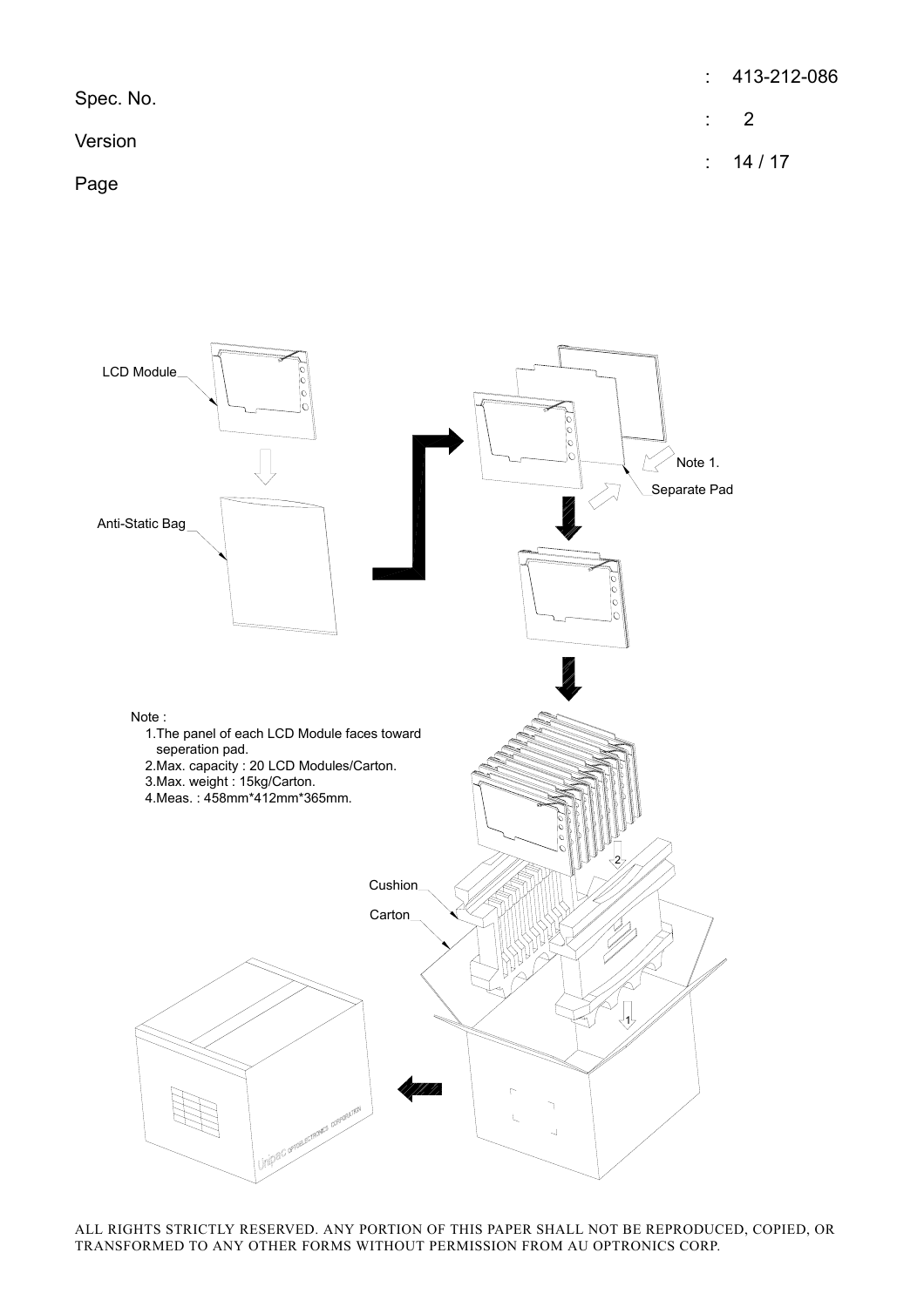LCD Module

Anti-Static Bag

Note 1.

Separate Pad

Note :

1. The panel of each LCD Module faces toward seperation pad.
2. Max. capacity : 20 LCD Modules/Carton.
3. Max. weight : 15kg/Carton.
4. Meas. : 458mm*412mm*365mm.

Cushion

Carton

ALL RIGHTS STRICTLY RESERVED. ANY PORTION OF THIS PAPER SHALL NOT BE REPRODUCED, COPIED, OR TRANSFORMED TO ANY OTHER FORMS WITHOUT PERMISSION FROM AU OPTRONICS CORP.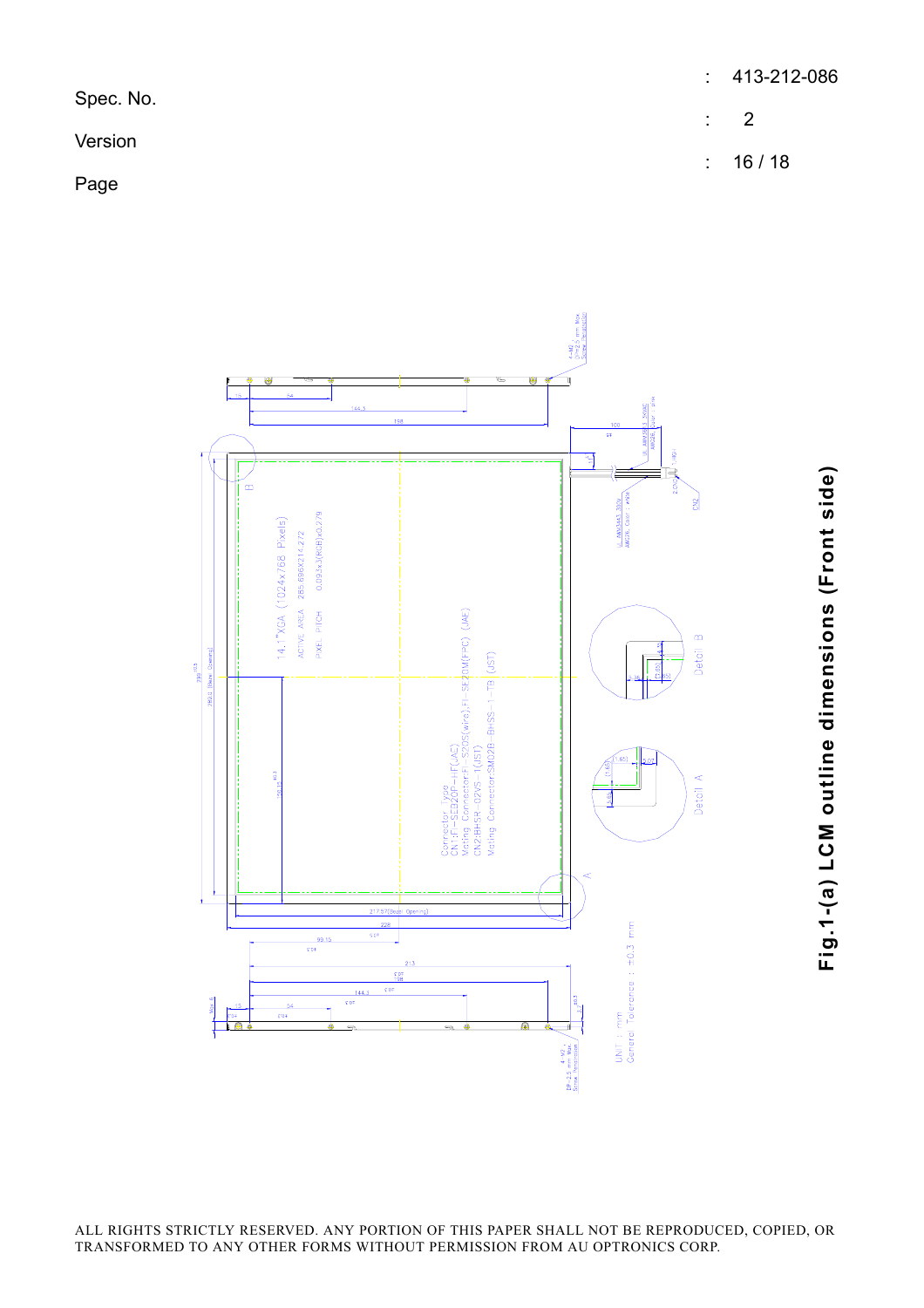Fig.1-(a) LCM outline dimensions (Front side)

14.1"XGA (1024x768 Pixels)

ACTIVE AREA 285.696X214.272

PIXEL PITCH 0.093x3(RGB)x0.279

Connector Type

CN1:FI-SEB20P-HF(JAE)

Mating Connector:FI-S20S(wire),FI-SE20M(FPC) (JAE)

CN2:BHSR-02VS-1(JST)

Mating Connector:SM02B-BHSS-1-TB (JST)

UNIT : mm

General Tolerance : ±0.3 mm

Detail A

Detail B

4-M2 ; DP=2.5 mm Max, Screw Recommend

UL AWM3443 30V; AWG28, Color : white

UL AWM3512 30V; AWG28, Color : pink

CN2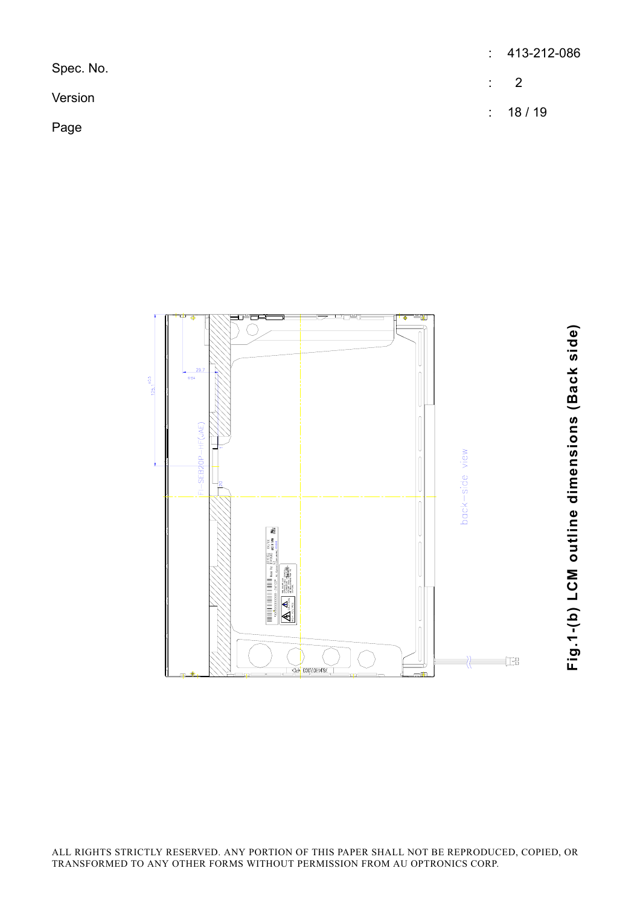Spec. No. : 413-212-086

Version : 2

**Fig.1-(b) LCM outline dimensions (Back side)**

ALL RIGHTS STRICTLY RESERVED. ANY PORTION OF THIS PAPER SHALL NOT BE REPRODUCED, COPIED, OR TRANSFORMED TO ANY OTHER FORMS WITHOUT PERMISSION FROM AU OPTRONICS CORP.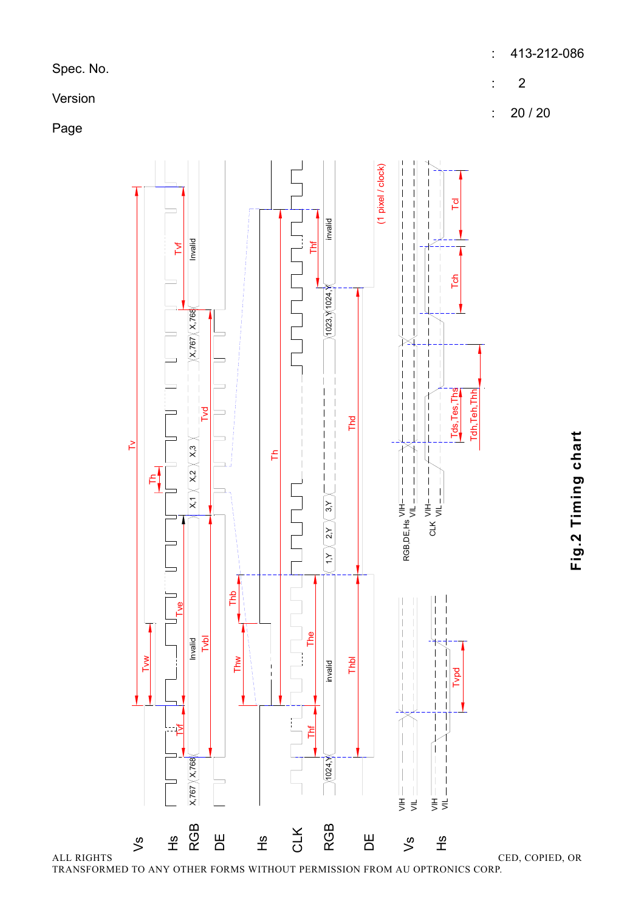**Fig.2 Timing chart**

ALL RIGHTS ... CED, COPIED, OR TRANSFORMED TO ANY OTHER FORMS WITHOUT PERMISSION FROM AU OPTRONICS CORP.